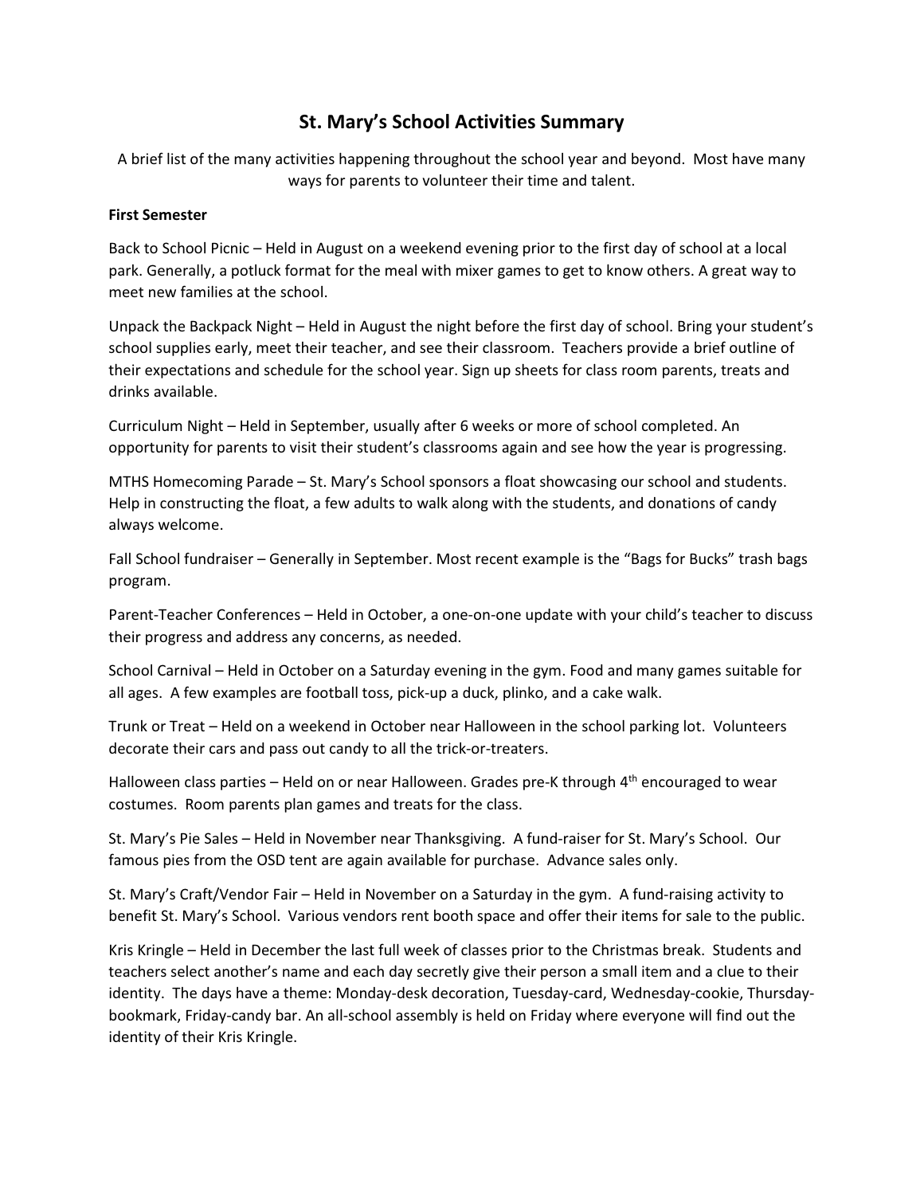# St. Mary's School Activities Summary

A brief list of the many activities happening throughout the school year and beyond. Most have many ways for parents to volunteer their time and talent.

**First Semester**

Back to School Picnic – Held in August on a weekend evening prior to the first day of school at a local park. Generally, a potluck format for the meal with mixer games to get to know others. A great way to meet new families at the school.

Unpack the Backpack Night – Held in August the night before the first day of school. Bring your student's school supplies early, meet their teacher, and see their classroom. Teachers provide a brief outline of their expectations and schedule for the school year. Sign up sheets for class room parents, treats and drinks available.

Curriculum Night – Held in September, usually after 6 weeks or more of school completed. An opportunity for parents to visit their student's classrooms again and see how the year is progressing.

MTHS Homecoming Parade – St. Mary's School sponsors a float showcasing our school and students. Help in constructing the float, a few adults to walk along with the students, and donations of candy always welcome.

Fall School fundraiser – Generally in September. Most recent example is the "Bags for Bucks" trash bags program.

Parent-Teacher Conferences – Held in October, a one-on-one update with your child's teacher to discuss their progress and address any concerns, as needed.

School Carnival – Held in October on a Saturday evening in the gym. Food and many games suitable for all ages. A few examples are football toss, pick-up a duck, plinko, and a cake walk.

Trunk or Treat – Held on a weekend in October near Halloween in the school parking lot. Volunteers decorate their cars and pass out candy to all the trick-or-treaters.

Halloween class parties – Held on or near Halloween. Grades pre-K through 4th encouraged to wear costumes. Room parents plan games and treats for the class.

St. Mary's Pie Sales – Held in November near Thanksgiving. A fund-raiser for St. Mary's School. Our famous pies from the OSD tent are again available for purchase. Advance sales only.

St. Mary's Craft/Vendor Fair – Held in November on a Saturday in the gym. A fund-raising activity to benefit St. Mary's School. Various vendors rent booth space and offer their items for sale to the public.

Kris Kringle – Held in December the last full week of classes prior to the Christmas break. Students and teachers select another's name and each day secretly give their person a small item and a clue to their identity. The days have a theme: Monday-desk decoration, Tuesday-card, Wednesday-cookie, Thursday-bookmark, Friday-candy bar. An all-school assembly is held on Friday where everyone will find out the identity of their Kris Kringle.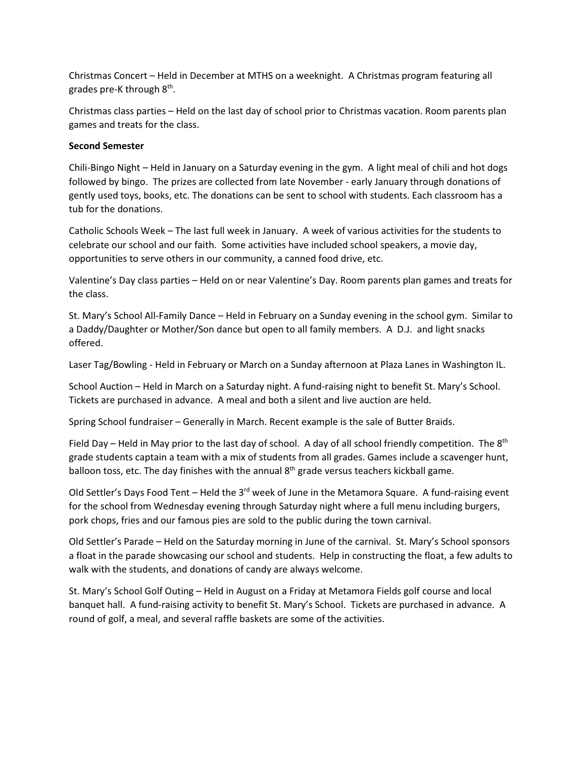Christmas Concert – Held in December at MTHS on a weeknight. A Christmas program featuring all grades pre-K through 8th.

Christmas class parties – Held on the last day of school prior to Christmas vacation. Room parents plan games and treats for the class.

**Second Semester**

Chili-Bingo Night – Held in January on a Saturday evening in the gym. A light meal of chili and hot dogs followed by bingo. The prizes are collected from late November - early January through donations of gently used toys, books, etc. The donations can be sent to school with students. Each classroom has a tub for the donations.

Catholic Schools Week – The last full week in January. A week of various activities for the students to celebrate our school and our faith. Some activities have included school speakers, a movie day, opportunities to serve others in our community, a canned food drive, etc.

Valentine's Day class parties – Held on or near Valentine's Day. Room parents plan games and treats for the class.

St. Mary's School All-Family Dance – Held in February on a Sunday evening in the school gym. Similar to a Daddy/Daughter or Mother/Son dance but open to all family members. A D.J. and light snacks offered.

Laser Tag/Bowling - Held in February or March on a Sunday afternoon at Plaza Lanes in Washington IL.

School Auction – Held in March on a Saturday night. A fund-raising night to benefit St. Mary's School. Tickets are purchased in advance. A meal and both a silent and live auction are held.

Spring School fundraiser – Generally in March. Recent example is the sale of Butter Braids.

Field Day – Held in May prior to the last day of school. A day of all school friendly competition. The 8th grade students captain a team with a mix of students from all grades. Games include a scavenger hunt, balloon toss, etc. The day finishes with the annual 8th grade versus teachers kickball game.

Old Settler's Days Food Tent – Held the 3rd week of June in the Metamora Square. A fund-raising event for the school from Wednesday evening through Saturday night where a full menu including burgers, pork chops, fries and our famous pies are sold to the public during the town carnival.

Old Settler's Parade – Held on the Saturday morning in June of the carnival. St. Mary's School sponsors a float in the parade showcasing our school and students. Help in constructing the float, a few adults to walk with the students, and donations of candy are always welcome.

St. Mary's School Golf Outing – Held in August on a Friday at Metamora Fields golf course and local banquet hall. A fund-raising activity to benefit St. Mary's School. Tickets are purchased in advance. A round of golf, a meal, and several raffle baskets are some of the activities.